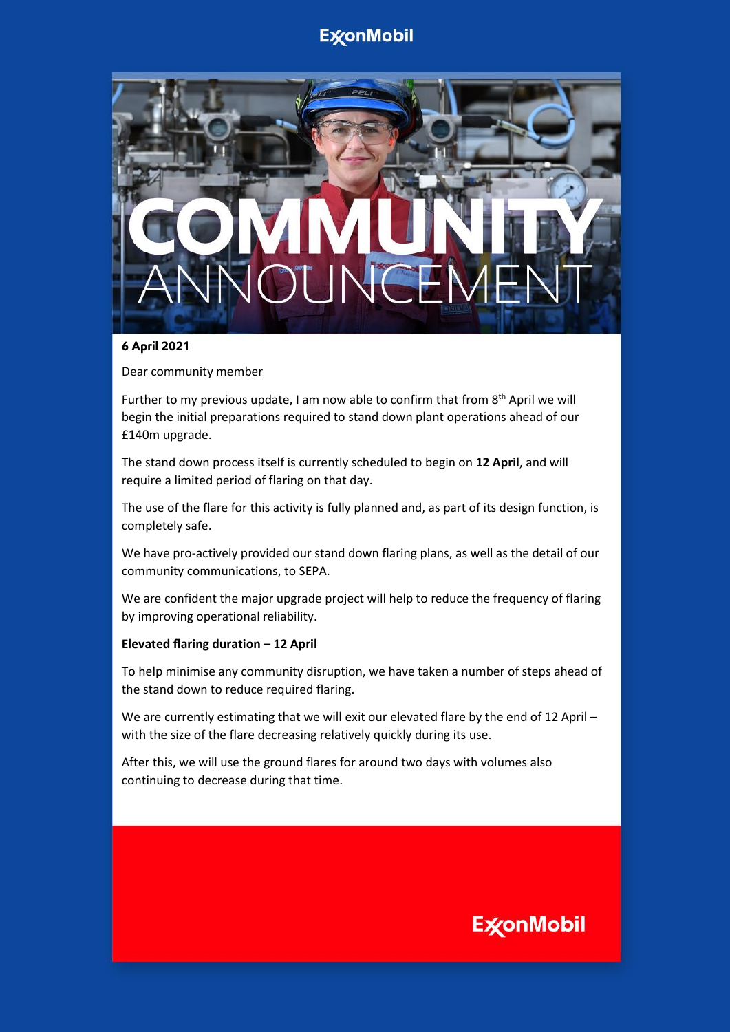ExxonMobil

# COMMUNITY ANNOUNCEMENT

**6 April 2021**

Dear community member

Further to my previous update, I am now able to confirm that from 8th April we will begin the initial preparations required to stand down plant operations ahead of our £140m upgrade.

The stand down process itself is currently scheduled to begin on **12 April**, and will require a limited period of flaring on that day.

The use of the flare for this activity is fully planned and, as part of its design function, is completely safe.

We have pro-actively provided our stand down flaring plans, as well as the detail of our community communications, to SEPA.

We are confident the major upgrade project will help to reduce the frequency of flaring by improving operational reliability.

**Elevated flaring duration – 12 April**

To help minimise any community disruption, we have taken a number of steps ahead of the stand down to reduce required flaring.

We are currently estimating that we will exit our elevated flare by the end of 12 April – with the size of the flare decreasing relatively quickly during its use.

After this, we will use the ground flares for around two days with volumes also continuing to decrease during that time.

ExxonMobil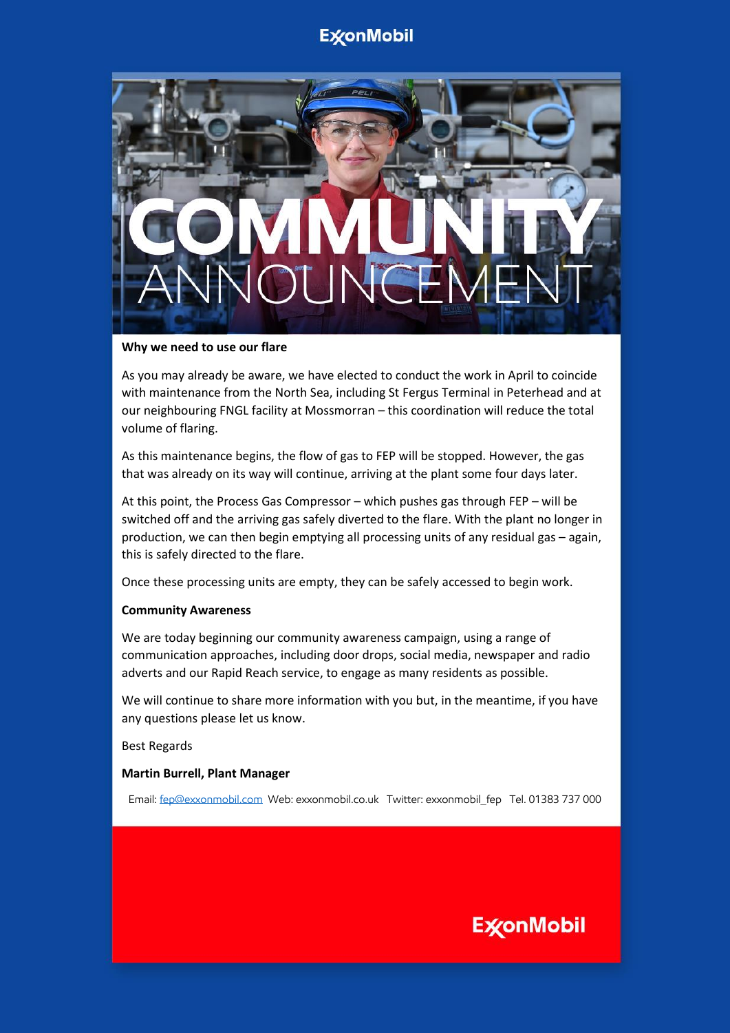# COMMUNITY ANNOUNCEMENT

**Why we need to use our flare**

As you may already be aware, we have elected to conduct the work in April to coincide with maintenance from the North Sea, including St Fergus Terminal in Peterhead and at our neighbouring FNGL facility at Mossmorran – this coordination will reduce the total volume of flaring.

As this maintenance begins, the flow of gas to FEP will be stopped. However, the gas that was already on its way will continue, arriving at the plant some four days later.

At this point, the Process Gas Compressor – which pushes gas through FEP – will be switched off and the arriving gas safely diverted to the flare. With the plant no longer in production, we can then begin emptying all processing units of any residual gas – again, this is safely directed to the flare.

Once these processing units are empty, they can be safely accessed to begin work.

**Community Awareness**

We are today beginning our community awareness campaign, using a range of communication approaches, including door drops, social media, newspaper and radio adverts and our Rapid Reach service, to engage as many residents as possible.

We will continue to share more information with you but, in the meantime, if you have any questions please let us know.

Best Regards

**Martin Burrell, Plant Manager**

Email: fep@exxonmobil.com Web: exxonmobil.co.uk Twitter: exxonmobil_fep Tel. 01383 737 000